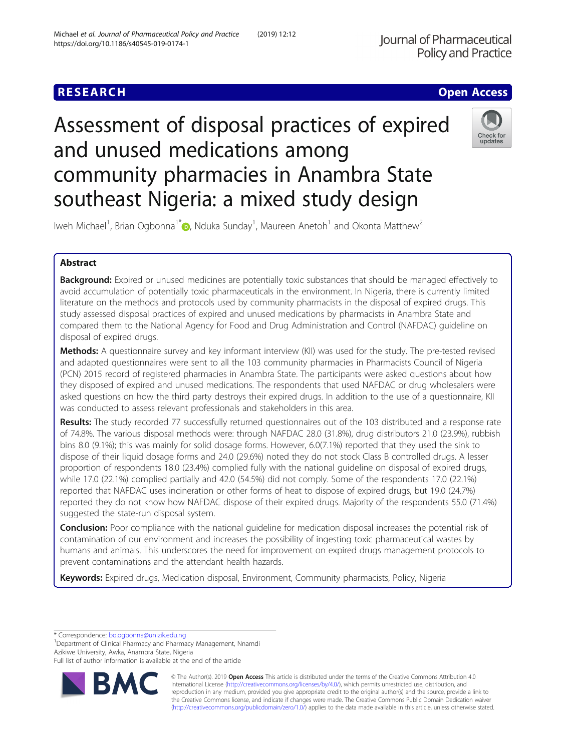RESEARCH

Open Access

# Assessment of disposal practices of expired and unused medications among community pharmacies in Anambra State southeast Nigeria: a mixed study design

Iweh Michael[1], Brian Ogbonna[1*], Nduka Sunday[1], Maureen Anetoh[1] and Okonta Matthew[2]

## Abstract

**Background:** Expired or unused medicines are potentially toxic substances that should be managed effectively to avoid accumulation of potentially toxic pharmaceuticals in the environment. In Nigeria, there is currently limited literature on the methods and protocols used by community pharmacists in the disposal of expired drugs. This study assessed disposal practices of expired and unused medications by pharmacists in Anambra State and compared them to the National Agency for Food and Drug Administration and Control (NAFDAC) guideline on disposal of expired drugs.

**Methods:** A questionnaire survey and key informant interview (KII) was used for the study. The pre-tested revised and adapted questionnaires were sent to all the 103 community pharmacies in Pharmacists Council of Nigeria (PCN) 2015 record of registered pharmacies in Anambra State. The participants were asked questions about how they disposed of expired and unused medications. The respondents that used NAFDAC or drug wholesalers were asked questions on how the third party destroys their expired drugs. In addition to the use of a questionnaire, KII was conducted to assess relevant professionals and stakeholders in this area.

**Results:** The study recorded 77 successfully returned questionnaires out of the 103 distributed and a response rate of 74.8%. The various disposal methods were: through NAFDAC 28.0 (31.8%), drug distributors 21.0 (23.9%), rubbish bins 8.0 (9.1%); this was mainly for solid dosage forms. However, 6.0(7.1%) reported that they used the sink to dispose of their liquid dosage forms and 24.0 (29.6%) noted they do not stock Class B controlled drugs. A lesser proportion of respondents 18.0 (23.4%) complied fully with the national guideline on disposal of expired drugs, while 17.0 (22.1%) complied partially and 42.0 (54.5%) did not comply. Some of the respondents 17.0 (22.1%) reported that NAFDAC uses incineration or other forms of heat to dispose of expired drugs, but 19.0 (24.7%) reported they do not know how NAFDAC dispose of their expired drugs. Majority of the respondents 55.0 (71.4%) suggested the state-run disposal system.

**Conclusion:** Poor compliance with the national guideline for medication disposal increases the potential risk of contamination of our environment and increases the possibility of ingesting toxic pharmaceutical wastes by humans and animals. This underscores the need for improvement on expired drugs management protocols to prevent contaminations and the attendant health hazards.

**Keywords:** Expired drugs, Medication disposal, Environment, Community pharmacists, Policy, Nigeria

\* Correspondence: bo.ogbonna@unizik.edu.ng
[1]Department of Clinical Pharmacy and Pharmacy Management, Nnamdi Azikiwe University, Awka, Anambra State, Nigeria
Full list of author information is available at the end of the article

© The Author(s). 2019 **Open Access** This article is distributed under the terms of the Creative Commons Attribution 4.0 International License (http://creativecommons.org/licenses/by/4.0/), which permits unrestricted use, distribution, and reproduction in any medium, provided you give appropriate credit to the original author(s) and the source, provide a link to the Creative Commons license, and indicate if changes were made. The Creative Commons Public Domain Dedication waiver (http://creativecommons.org/publicdomain/zero/1.0/) applies to the data made available in this article, unless otherwise stated.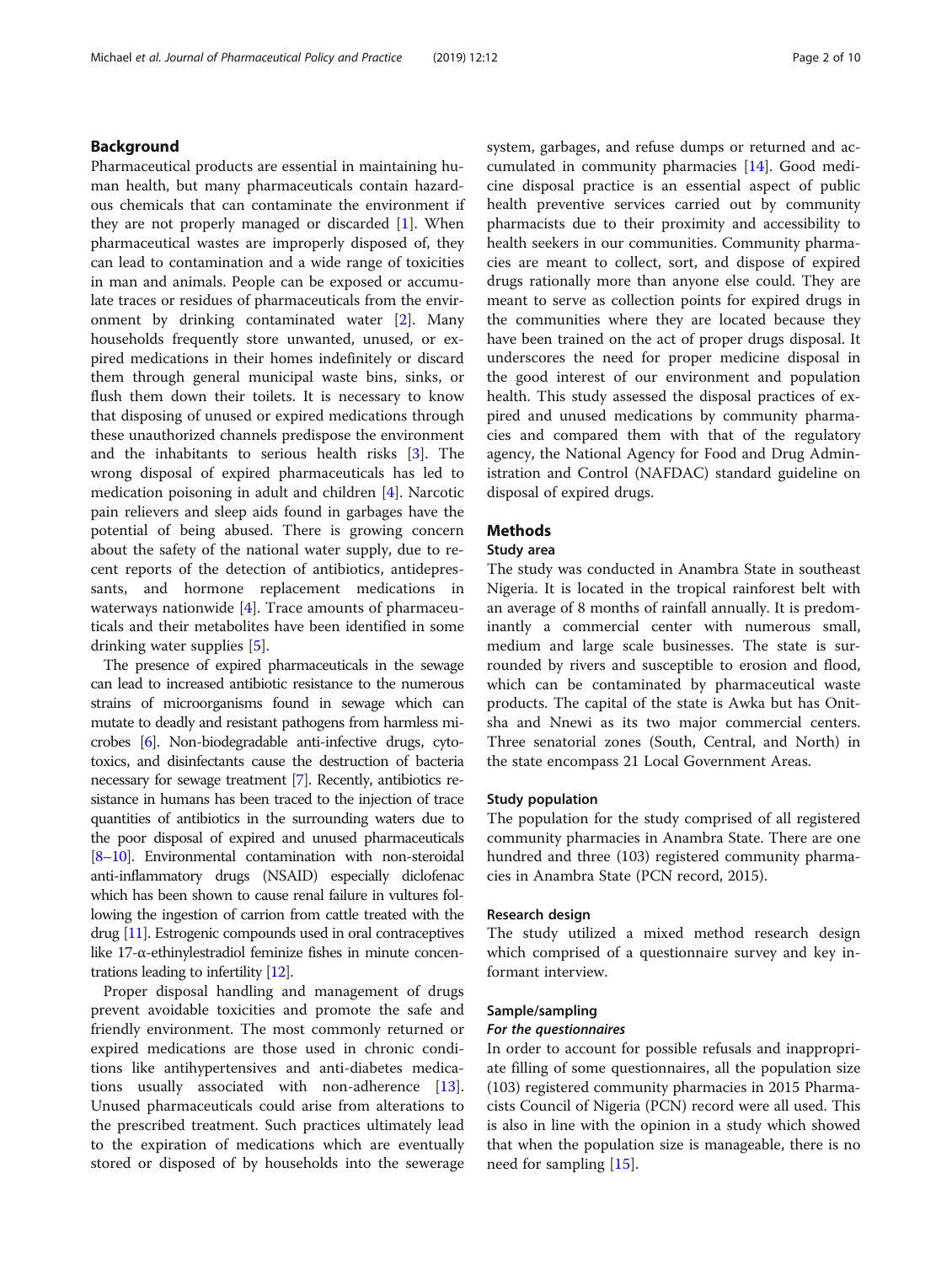## Background

Pharmaceutical products are essential in maintaining human health, but many pharmaceuticals contain hazardous chemicals that can contaminate the environment if they are not properly managed or discarded [1]. When pharmaceutical wastes are improperly disposed of, they can lead to contamination and a wide range of toxicities in man and animals. People can be exposed or accumulate traces or residues of pharmaceuticals from the environment by drinking contaminated water [2]. Many households frequently store unwanted, unused, or expired medications in their homes indefinitely or discard them through general municipal waste bins, sinks, or flush them down their toilets. It is necessary to know that disposing of unused or expired medications through these unauthorized channels predispose the environment and the inhabitants to serious health risks [3]. The wrong disposal of expired pharmaceuticals has led to medication poisoning in adult and children [4]. Narcotic pain relievers and sleep aids found in garbages have the potential of being abused. There is growing concern about the safety of the national water supply, due to recent reports of the detection of antibiotics, antidepressants, and hormone replacement medications in waterways nationwide [4]. Trace amounts of pharmaceuticals and their metabolites have been identified in some drinking water supplies [5].

The presence of expired pharmaceuticals in the sewage can lead to increased antibiotic resistance to the numerous strains of microorganisms found in sewage which can mutate to deadly and resistant pathogens from harmless microbes [6]. Non-biodegradable anti-infective drugs, cytotoxics, and disinfectants cause the destruction of bacteria necessary for sewage treatment [7]. Recently, antibiotics resistance in humans has been traced to the injection of trace quantities of antibiotics in the surrounding waters due to the poor disposal of expired and unused pharmaceuticals [8–10]. Environmental contamination with non-steroidal anti-inflammatory drugs (NSAID) especially diclofenac which has been shown to cause renal failure in vultures following the ingestion of carrion from cattle treated with the drug [11]. Estrogenic compounds used in oral contraceptives like 17-α-ethinylestradiol feminize fishes in minute concentrations leading to infertility [12].

Proper disposal handling and management of drugs prevent avoidable toxicities and promote the safe and friendly environment. The most commonly returned or expired medications are those used in chronic conditions like antihypertensives and anti-diabetes medications usually associated with non-adherence [13]. Unused pharmaceuticals could arise from alterations to the prescribed treatment. Such practices ultimately lead to the expiration of medications which are eventually stored or disposed of by households into the sewerage system, garbages, and refuse dumps or returned and accumulated in community pharmacies [14]. Good medicine disposal practice is an essential aspect of public health preventive services carried out by community pharmacists due to their proximity and accessibility to health seekers in our communities. Community pharmacies are meant to collect, sort, and dispose of expired drugs rationally more than anyone else could. They are meant to serve as collection points for expired drugs in the communities where they are located because they have been trained on the act of proper drugs disposal. It underscores the need for proper medicine disposal in the good interest of our environment and population health. This study assessed the disposal practices of expired and unused medications by community pharmacies and compared them with that of the regulatory agency, the National Agency for Food and Drug Administration and Control (NAFDAC) standard guideline on disposal of expired drugs.

## Methods

### Study area

The study was conducted in Anambra State in southeast Nigeria. It is located in the tropical rainforest belt with an average of 8 months of rainfall annually. It is predominantly a commercial center with numerous small, medium and large scale businesses. The state is surrounded by rivers and susceptible to erosion and flood, which can be contaminated by pharmaceutical waste products. The capital of the state is Awka but has Onitsha and Nnewi as its two major commercial centers. Three senatorial zones (South, Central, and North) in the state encompass 21 Local Government Areas.

### Study population

The population for the study comprised of all registered community pharmacies in Anambra State. There are one hundred and three (103) registered community pharmacies in Anambra State (PCN record, 2015).

### Research design

The study utilized a mixed method research design which comprised of a questionnaire survey and key informant interview.

### Sample/sampling

#### *For the questionnaires*

In order to account for possible refusals and inappropriate filling of some questionnaires, all the population size (103) registered community pharmacies in 2015 Pharmacists Council of Nigeria (PCN) record were all used. This is also in line with the opinion in a study which showed that when the population size is manageable, there is no need for sampling [15].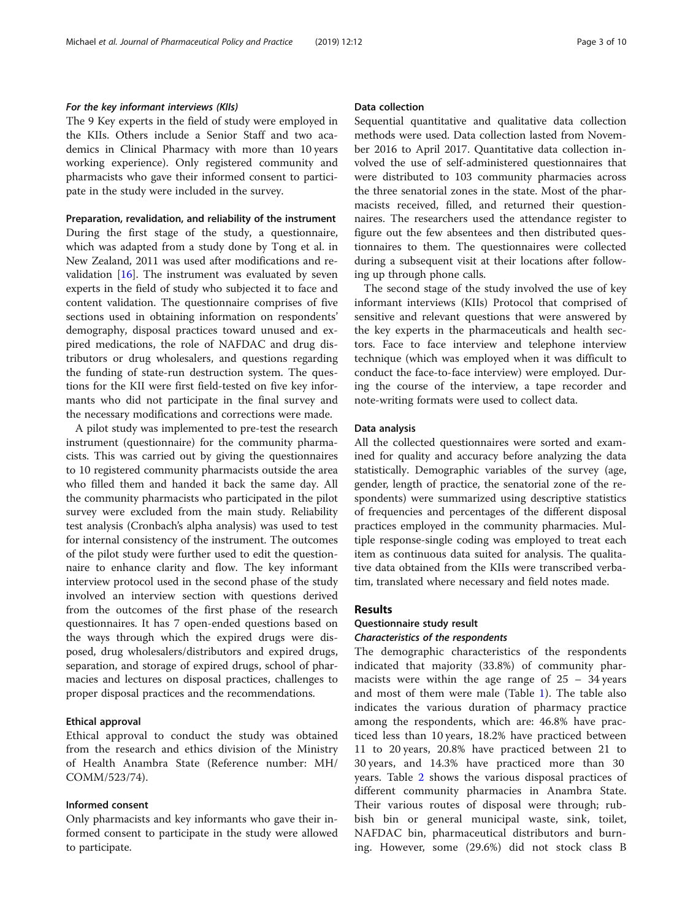#### *For the key informant interviews (KIIs)*

The 9 Key experts in the field of study were employed in the KIIs. Others include a Senior Staff and two academics in Clinical Pharmacy with more than 10 years working experience). Only registered community and pharmacists who gave their informed consent to participate in the study were included in the survey.

### Preparation, revalidation, and reliability of the instrument

During the first stage of the study, a questionnaire, which was adapted from a study done by Tong et al. in New Zealand, 2011 was used after modifications and revalidation [16]. The instrument was evaluated by seven experts in the field of study who subjected it to face and content validation. The questionnaire comprises of five sections used in obtaining information on respondents' demography, disposal practices toward unused and expired medications, the role of NAFDAC and drug distributors or drug wholesalers, and questions regarding the funding of state-run destruction system. The questions for the KII were first field-tested on five key informants who did not participate in the final survey and the necessary modifications and corrections were made.

A pilot study was implemented to pre-test the research instrument (questionnaire) for the community pharmacists. This was carried out by giving the questionnaires to 10 registered community pharmacists outside the area who filled them and handed it back the same day. All the community pharmacists who participated in the pilot survey were excluded from the main study. Reliability test analysis (Cronbach's alpha analysis) was used to test for internal consistency of the instrument. The outcomes of the pilot study were further used to edit the questionnaire to enhance clarity and flow. The key informant interview protocol used in the second phase of the study involved an interview section with questions derived from the outcomes of the first phase of the research questionnaires. It has 7 open-ended questions based on the ways through which the expired drugs were disposed, drug wholesalers/distributors and expired drugs, separation, and storage of expired drugs, school of pharmacies and lectures on disposal practices, challenges to proper disposal practices and the recommendations.

### Ethical approval

Ethical approval to conduct the study was obtained from the research and ethics division of the Ministry of Health Anambra State (Reference number: MH/COMM/523/74).

### Informed consent

Only pharmacists and key informants who gave their informed consent to participate in the study were allowed to participate.

### Data collection

Sequential quantitative and qualitative data collection methods were used. Data collection lasted from November 2016 to April 2017. Quantitative data collection involved the use of self-administered questionnaires that were distributed to 103 community pharmacies across the three senatorial zones in the state. Most of the pharmacists received, filled, and returned their questionnaires. The researchers used the attendance register to figure out the few absentees and then distributed questionnaires to them. The questionnaires were collected during a subsequent visit at their locations after following up through phone calls.

The second stage of the study involved the use of key informant interviews (KIIs) Protocol that comprised of sensitive and relevant questions that were answered by the key experts in the pharmaceuticals and health sectors. Face to face interview and telephone interview technique (which was employed when it was difficult to conduct the face-to-face interview) were employed. During the course of the interview, a tape recorder and note-writing formats were used to collect data.

### Data analysis

All the collected questionnaires were sorted and examined for quality and accuracy before analyzing the data statistically. Demographic variables of the survey (age, gender, length of practice, the senatorial zone of the respondents) were summarized using descriptive statistics of frequencies and percentages of the different disposal practices employed in the community pharmacies. Multiple response-single coding was employed to treat each item as continuous data suited for analysis. The qualitative data obtained from the KIIs were transcribed verbatim, translated where necessary and field notes made.

## Results

### Questionnaire study result

#### *Characteristics of the respondents*

The demographic characteristics of the respondents indicated that majority (33.8%) of community pharmacists were within the age range of 25 – 34 years and most of them were male (Table 1). The table also indicates the various duration of pharmacy practice among the respondents, which are: 46.8% have practiced less than 10 years, 18.2% have practiced between 11 to 20 years, 20.8% have practiced between 21 to 30 years, and 14.3% have practiced more than 30 years. Table 2 shows the various disposal practices of different community pharmacies in Anambra State. Their various routes of disposal were through; rubbish bin or general municipal waste, sink, toilet, NAFDAC bin, pharmaceutical distributors and burning. However, some (29.6%) did not stock class B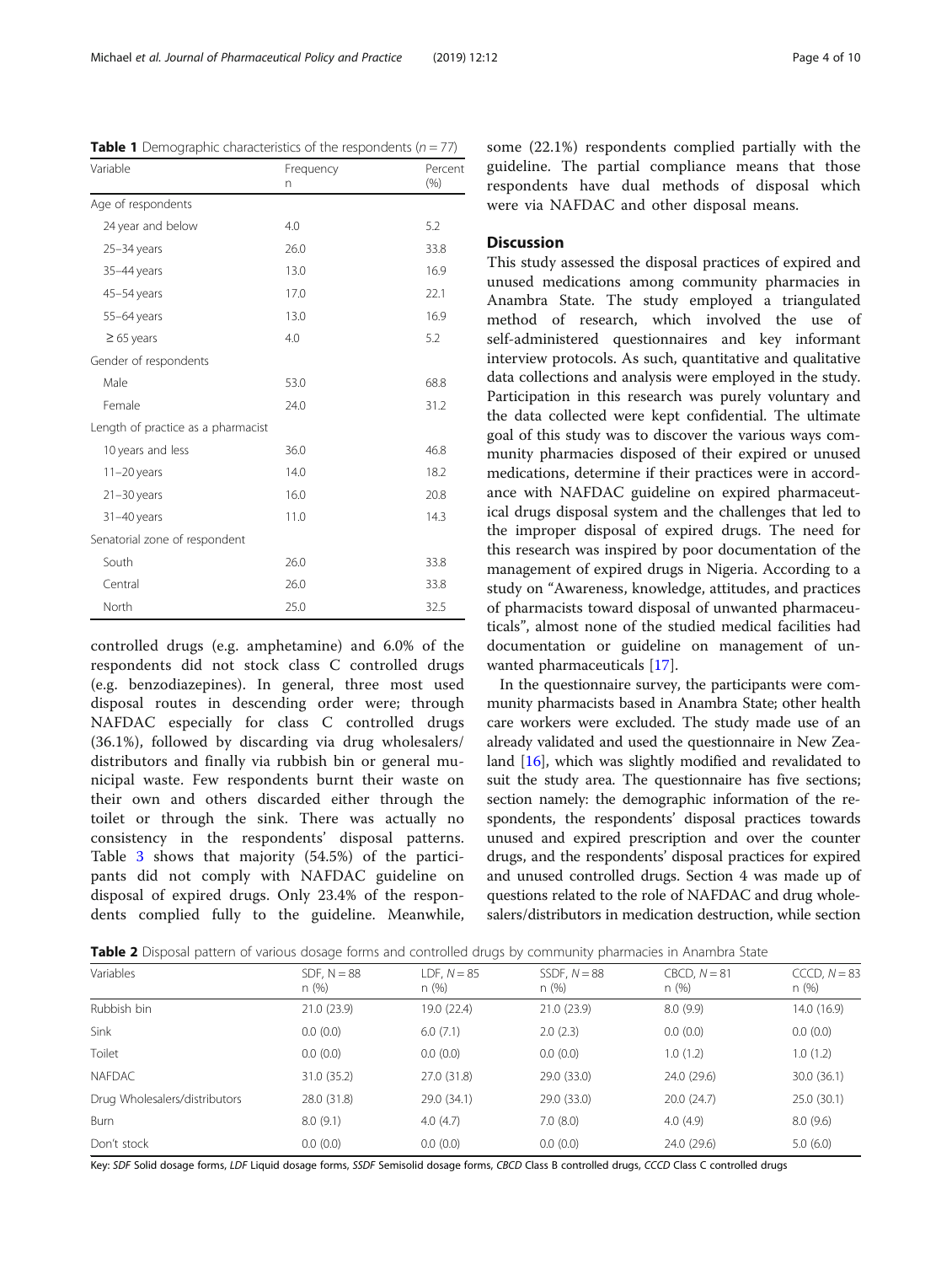**Table 1** Demographic characteristics of the respondents ($n = 77$)

| Variable | Frequency n | Percent (%) |
|---|---|---|
| Age of respondents | | |
| 24 year and below | 4.0 | 5.2 |
| 25–34 years | 26.0 | 33.8 |
| 35–44 years | 13.0 | 16.9 |
| 45–54 years | 17.0 | 22.1 |
| 55–64 years | 13.0 | 16.9 |
| ≥ 65 years | 4.0 | 5.2 |
| Gender of respondents | | |
| Male | 53.0 | 68.8 |
| Female | 24.0 | 31.2 |
| Length of practice as a pharmacist | | |
| 10 years and less | 36.0 | 46.8 |
| 11–20 years | 14.0 | 18.2 |
| 21–30 years | 16.0 | 20.8 |
| 31–40 years | 11.0 | 14.3 |
| Senatorial zone of respondent | | |
| South | 26.0 | 33.8 |
| Central | 26.0 | 33.8 |
| North | 25.0 | 32.5 |

controlled drugs (e.g. amphetamine) and 6.0% of the respondents did not stock class C controlled drugs (e.g. benzodiazepines). In general, three most used disposal routes in descending order were; through NAFDAC especially for class C controlled drugs (36.1%), followed by discarding via drug wholesalers/distributors and finally via rubbish bin or general municipal waste. Few respondents burnt their waste on their own and others discarded either through the toilet or through the sink. There was actually no consistency in the respondents' disposal patterns. Table 3 shows that majority (54.5%) of the participants did not comply with NAFDAC guideline on disposal of expired drugs. Only 23.4% of the respondents complied fully to the guideline. Meanwhile, some (22.1%) respondents complied partially with the guideline. The partial compliance means that those respondents have dual methods of disposal which were via NAFDAC and other disposal means.

## Discussion

This study assessed the disposal practices of expired and unused medications among community pharmacies in Anambra State. The study employed a triangulated method of research, which involved the use of self-administered questionnaires and key informant interview protocols. As such, quantitative and qualitative data collections and analysis were employed in the study. Participation in this research was purely voluntary and the data collected were kept confidential. The ultimate goal of this study was to discover the various ways community pharmacies disposed of their expired or unused medications, determine if their practices were in accordance with NAFDAC guideline on expired pharmaceutical drugs disposal system and the challenges that led to the improper disposal of expired drugs. The need for this research was inspired by poor documentation of the management of expired drugs in Nigeria. According to a study on "Awareness, knowledge, attitudes, and practices of pharmacists toward disposal of unwanted pharmaceuticals", almost none of the studied medical facilities had documentation or guideline on management of unwanted pharmaceuticals [17].

In the questionnaire survey, the participants were community pharmacists based in Anambra State; other health care workers were excluded. The study made use of an already validated and used the questionnaire in New Zealand [16], which was slightly modified and revalidated to suit the study area. The questionnaire has five sections; section namely: the demographic information of the respondents, the respondents' disposal practices towards unused and expired prescription and over the counter drugs, and the respondents' disposal practices for expired and unused controlled drugs. Section 4 was made up of questions related to the role of NAFDAC and drug wholesalers/distributors in medication destruction, while section

**Table 2** Disposal pattern of various dosage forms and controlled drugs by community pharmacies in Anambra State

| Variables | SDF, $N = 88$ n (%) | LDF, $N = 85$ n (%) | SSDF, $N = 88$ n (%) | CBCD, $N = 81$ n (%) | CCCD, $N = 83$ n (%) |
|---|---|---|---|---|---|
| Rubbish bin | 21.0 (23.9) | 19.0 (22.4) | 21.0 (23.9) | 8.0 (9.9) | 14.0 (16.9) |
| Sink | 0.0 (0.0) | 6.0 (7.1) | 2.0 (2.3) | 0.0 (0.0) | 0.0 (0.0) |
| Toilet | 0.0 (0.0) | 0.0 (0.0) | 0.0 (0.0) | 1.0 (1.2) | 1.0 (1.2) |
| NAFDAC | 31.0 (35.2) | 27.0 (31.8) | 29.0 (33.0) | 24.0 (29.6) | 30.0 (36.1) |
| Drug Wholesalers/distributors | 28.0 (31.8) | 29.0 (34.1) | 29.0 (33.0) | 20.0 (24.7) | 25.0 (30.1) |
| Burn | 8.0 (9.1) | 4.0 (4.7) | 7.0 (8.0) | 4.0 (4.9) | 8.0 (9.6) |
| Don't stock | 0.0 (0.0) | 0.0 (0.0) | 0.0 (0.0) | 24.0 (29.6) | 5.0 (6.0) |

Key: *SDF* Solid dosage forms, *LDF* Liquid dosage forms, *SSDF* Semisolid dosage forms, *CBCD* Class B controlled drugs, *CCCD* Class C controlled drugs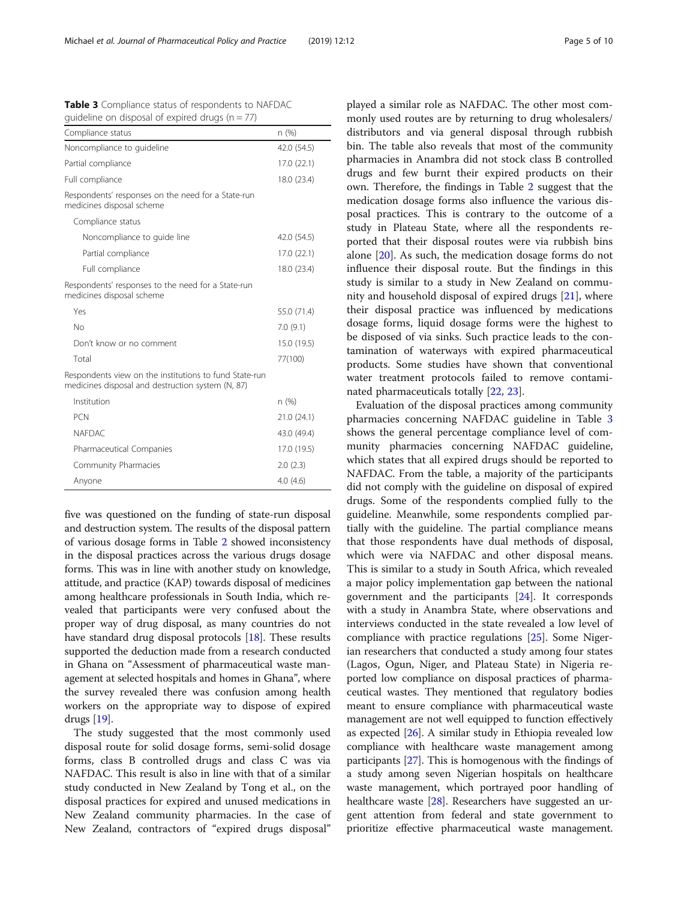**Table 3** Compliance status of respondents to NAFDAC guideline on disposal of expired drugs (n = 77)

| Compliance status | n (%) |
|---|---|
| Noncompliance to guideline | 42.0 (54.5) |
| Partial compliance | 17.0 (22.1) |
| Full compliance | 18.0 (23.4) |
| Respondents' responses on the need for a State-run medicines disposal scheme | |
| Compliance status | |
| Noncompliance to guide line | 42.0 (54.5) |
| Partial compliance | 17.0 (22.1) |
| Full compliance | 18.0 (23.4) |
| Respondents' responses to the need for a State-run medicines disposal scheme | |
| Yes | 55.0 (71.4) |
| No | 7.0 (9.1) |
| Don't know or no comment | 15.0 (19.5) |
| Total | 77(100) |
| Respondents view on the institutions to fund State-run medicines disposal and destruction system (N, 87) | |
| Institution | n (%) |
| PCN | 21.0 (24.1) |
| NAFDAC | 43.0 (49.4) |
| Pharmaceutical Companies | 17.0 (19.5) |
| Community Pharmacies | 2.0 (2.3) |
| Anyone | 4.0 (4.6) |

five was questioned on the funding of state-run disposal and destruction system. The results of the disposal pattern of various dosage forms in Table 2 showed inconsistency in the disposal practices across the various drugs dosage forms. This was in line with another study on knowledge, attitude, and practice (KAP) towards disposal of medicines among healthcare professionals in South India, which revealed that participants were very confused about the proper way of drug disposal, as many countries do not have standard drug disposal protocols [18]. These results supported the deduction made from a research conducted in Ghana on "Assessment of pharmaceutical waste management at selected hospitals and homes in Ghana", where the survey revealed there was confusion among health workers on the appropriate way to dispose of expired drugs [19].

The study suggested that the most commonly used disposal route for solid dosage forms, semi-solid dosage forms, class B controlled drugs and class C was via NAFDAC. This result is also in line with that of a similar study conducted in New Zealand by Tong et al., on the disposal practices for expired and unused medications in New Zealand community pharmacies. In the case of New Zealand, contractors of "expired drugs disposal" played a similar role as NAFDAC. The other most commonly used routes are by returning to drug wholesalers/distributors and via general disposal through rubbish bin. The table also reveals that most of the community pharmacies in Anambra did not stock class B controlled drugs and few burnt their expired products on their own. Therefore, the findings in Table 2 suggest that the medication dosage forms also influence the various disposal practices. This is contrary to the outcome of a study in Plateau State, where all the respondents reported that their disposal routes were via rubbish bins alone [20]. As such, the medication dosage forms do not influence their disposal route. But the findings in this study is similar to a study in New Zealand on community and household disposal of expired drugs [21], where their disposal practice was influenced by medications dosage forms, liquid dosage forms were the highest to be disposed of via sinks. Such practice leads to the contamination of waterways with expired pharmaceutical products. Some studies have shown that conventional water treatment protocols failed to remove contaminated pharmaceuticals totally [22, 23].

Evaluation of the disposal practices among community pharmacies concerning NAFDAC guideline in Table 3 shows the general percentage compliance level of community pharmacies concerning NAFDAC guideline, which states that all expired drugs should be reported to NAFDAC. From the table, a majority of the participants did not comply with the guideline on disposal of expired drugs. Some of the respondents complied fully to the guideline. Meanwhile, some respondents complied partially with the guideline. The partial compliance means that those respondents have dual methods of disposal, which were via NAFDAC and other disposal means. This is similar to a study in South Africa, which revealed a major policy implementation gap between the national government and the participants [24]. It corresponds with a study in Anambra State, where observations and interviews conducted in the state revealed a low level of compliance with practice regulations [25]. Some Nigerian researchers that conducted a study among four states (Lagos, Ogun, Niger, and Plateau State) in Nigeria reported low compliance on disposal practices of pharmaceutical wastes. They mentioned that regulatory bodies meant to ensure compliance with pharmaceutical waste management are not well equipped to function effectively as expected [26]. A similar study in Ethiopia revealed low compliance with healthcare waste management among participants [27]. This is homogenous with the findings of a study among seven Nigerian hospitals on healthcare waste management, which portrayed poor handling of healthcare waste [28]. Researchers have suggested an urgent attention from federal and state government to prioritize effective pharmaceutical waste management.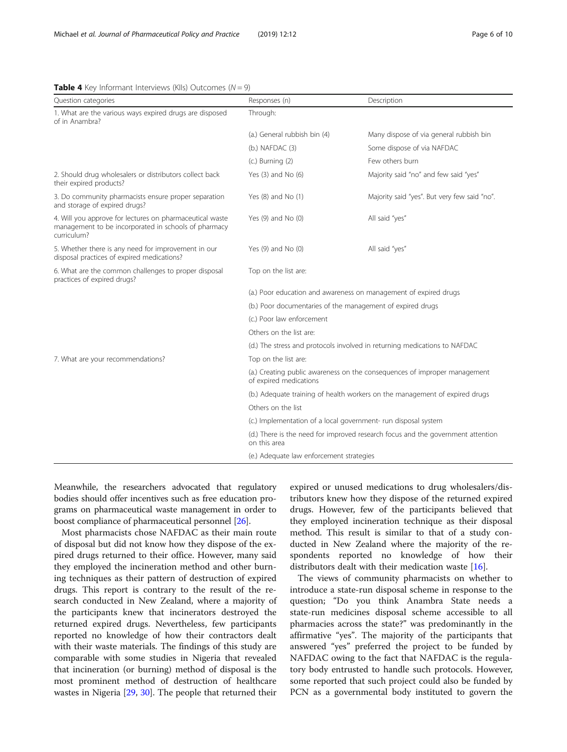**Table 4** Key Informant Interviews (KIIs) Outcomes ($N = 9$)

| Question categories | Responses (n) | Description |
|---|---|---|
| 1. What are the various ways expired drugs are disposed of in Anambra? | Through: | |
| | (a.) General rubbish bin (4) | Many dispose of via general rubbish bin |
| | (b.) NAFDAC (3) | Some dispose of via NAFDAC |
| | (c.) Burning (2) | Few others burn |
| 2. Should drug wholesalers or distributors collect back their expired products? | Yes (3) and No (6) | Majority said "no" and few said "yes" |
| 3. Do community pharmacists ensure proper separation and storage of expired drugs? | Yes (8) and No (1) | Majority said "yes". But very few said "no". |
| 4. Will you approve for lectures on pharmaceutical waste management to be incorporated in schools of pharmacy curriculum? | Yes (9) and No (0) | All said "yes" |
| 5. Whether there is any need for improvement in our disposal practices of expired medications? | Yes (9) and No (0) | All said "yes" |
| 6. What are the common challenges to proper disposal practices of expired drugs? | Top on the list are: | |
| | (a.) Poor education and awareness on management of expired drugs | |
| | (b.) Poor documentaries of the management of expired drugs | |
| | (c.) Poor law enforcement | |
| | Others on the list are: | |
| | (d.) The stress and protocols involved in returning medications to NAFDAC | |
| 7. What are your recommendations? | Top on the list are: | |
| | (a.) Creating public awareness on the consequences of improper management of expired medications | |
| | (b.) Adequate training of health workers on the management of expired drugs | |
| | Others on the list | |
| | (c.) Implementation of a local government- run disposal system | |
| | (d.) There is the need for improved research focus and the government attention on this area | |
| | (e.) Adequate law enforcement strategies | |

Meanwhile, the researchers advocated that regulatory bodies should offer incentives such as free education programs on pharmaceutical waste management in order to boost compliance of pharmaceutical personnel [26].

Most pharmacists chose NAFDAC as their main route of disposal but did not know how they dispose of the expired drugs returned to their office. However, many said they employed the incineration method and other burning techniques as their pattern of destruction of expired drugs. This report is contrary to the result of the research conducted in New Zealand, where a majority of the participants knew that incinerators destroyed the returned expired drugs. Nevertheless, few participants reported no knowledge of how their contractors dealt with their waste materials. The findings of this study are comparable with some studies in Nigeria that revealed that incineration (or burning) method of disposal is the most prominent method of destruction of healthcare wastes in Nigeria [29, 30]. The people that returned their expired or unused medications to drug wholesalers/distributors knew how they dispose of the returned expired drugs. However, few of the participants believed that they employed incineration technique as their disposal method. This result is similar to that of a study conducted in New Zealand where the majority of the respondents reported no knowledge of how their distributors dealt with their medication waste [16].

The views of community pharmacists on whether to introduce a state-run disposal scheme in response to the question; "Do you think Anambra State needs a state-run medicines disposal scheme accessible to all pharmacies across the state?" was predominantly in the affirmative "yes". The majority of the participants that answered "yes" preferred the project to be funded by NAFDAC owing to the fact that NAFDAC is the regulatory body entrusted to handle such protocols. However, some reported that such project could also be funded by PCN as a governmental body instituted to govern the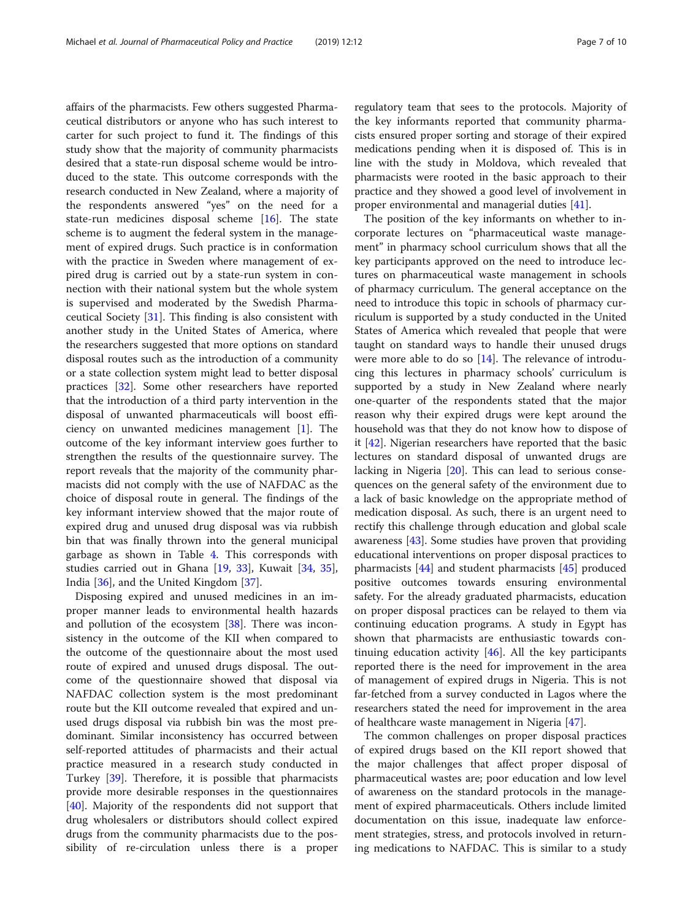affairs of the pharmacists. Few others suggested Pharmaceutical distributors or anyone who has such interest to carter for such project to fund it. The findings of this study show that the majority of community pharmacists desired that a state-run disposal scheme would be introduced to the state. This outcome corresponds with the research conducted in New Zealand, where a majority of the respondents answered "yes" on the need for a state-run medicines disposal scheme [16]. The state scheme is to augment the federal system in the management of expired drugs. Such practice is in conformation with the practice in Sweden where management of expired drug is carried out by a state-run system in connection with their national system but the whole system is supervised and moderated by the Swedish Pharmaceutical Society [31]. This finding is also consistent with another study in the United States of America, where the researchers suggested that more options on standard disposal routes such as the introduction of a community or a state collection system might lead to better disposal practices [32]. Some other researchers have reported that the introduction of a third party intervention in the disposal of unwanted pharmaceuticals will boost efficiency on unwanted medicines management [1]. The outcome of the key informant interview goes further to strengthen the results of the questionnaire survey. The report reveals that the majority of the community pharmacists did not comply with the use of NAFDAC as the choice of disposal route in general. The findings of the key informant interview showed that the major route of expired drug and unused drug disposal was via rubbish bin that was finally thrown into the general municipal garbage as shown in Table 4. This corresponds with studies carried out in Ghana [19, 33], Kuwait [34, 35], India [36], and the United Kingdom [37].

Disposing expired and unused medicines in an improper manner leads to environmental health hazards and pollution of the ecosystem [38]. There was inconsistency in the outcome of the KII when compared to the outcome of the questionnaire about the most used route of expired and unused drugs disposal. The outcome of the questionnaire showed that disposal via NAFDAC collection system is the most predominant route but the KII outcome revealed that expired and unused drugs disposal via rubbish bin was the most predominant. Similar inconsistency has occurred between self-reported attitudes of pharmacists and their actual practice measured in a research study conducted in Turkey [39]. Therefore, it is possible that pharmacists provide more desirable responses in the questionnaires [40]. Majority of the respondents did not support that drug wholesalers or distributors should collect expired drugs from the community pharmacists due to the possibility of re-circulation unless there is a proper regulatory team that sees to the protocols. Majority of the key informants reported that community pharmacists ensured proper sorting and storage of their expired medications pending when it is disposed of. This is in line with the study in Moldova, which revealed that pharmacists were rooted in the basic approach to their practice and they showed a good level of involvement in proper environmental and managerial duties [41].

The position of the key informants on whether to incorporate lectures on "pharmaceutical waste management" in pharmacy school curriculum shows that all the key participants approved on the need to introduce lectures on pharmaceutical waste management in schools of pharmacy curriculum. The general acceptance on the need to introduce this topic in schools of pharmacy curriculum is supported by a study conducted in the United States of America which revealed that people that were taught on standard ways to handle their unused drugs were more able to do so [14]. The relevance of introducing this lectures in pharmacy schools' curriculum is supported by a study in New Zealand where nearly one-quarter of the respondents stated that the major reason why their expired drugs were kept around the household was that they do not know how to dispose of it [42]. Nigerian researchers have reported that the basic lectures on standard disposal of unwanted drugs are lacking in Nigeria [20]. This can lead to serious consequences on the general safety of the environment due to a lack of basic knowledge on the appropriate method of medication disposal. As such, there is an urgent need to rectify this challenge through education and global scale awareness [43]. Some studies have proven that providing educational interventions on proper disposal practices to pharmacists [44] and student pharmacists [45] produced positive outcomes towards ensuring environmental safety. For the already graduated pharmacists, education on proper disposal practices can be relayed to them via continuing education programs. A study in Egypt has shown that pharmacists are enthusiastic towards continuing education activity [46]. All the key participants reported there is the need for improvement in the area of management of expired drugs in Nigeria. This is not far-fetched from a survey conducted in Lagos where the researchers stated the need for improvement in the area of healthcare waste management in Nigeria [47].

The common challenges on proper disposal practices of expired drugs based on the KII report showed that the major challenges that affect proper disposal of pharmaceutical wastes are; poor education and low level of awareness on the standard protocols in the management of expired pharmaceuticals. Others include limited documentation on this issue, inadequate law enforcement strategies, stress, and protocols involved in returning medications to NAFDAC. This is similar to a study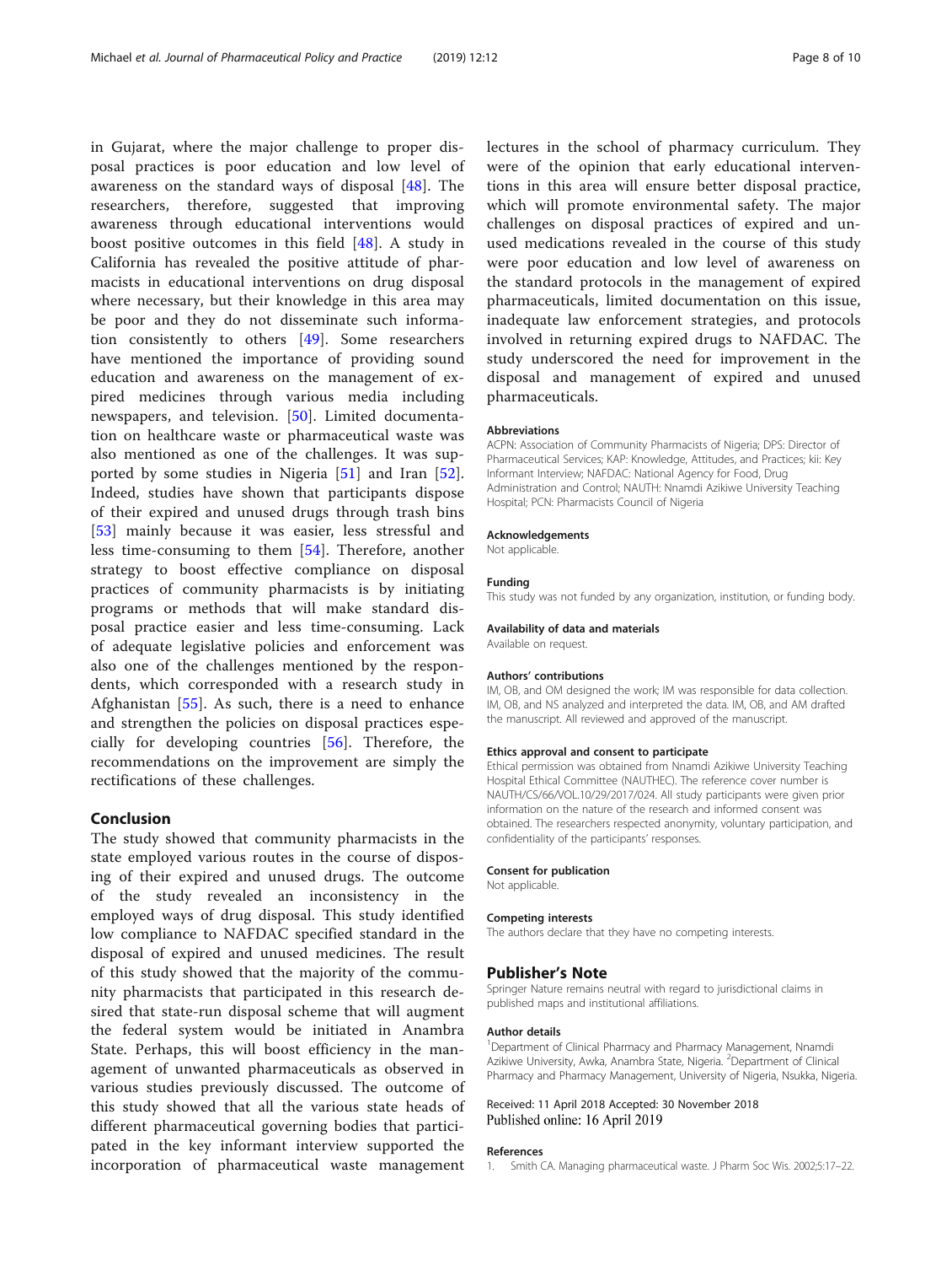in Gujarat, where the major challenge to proper disposal practices is poor education and low level of awareness on the standard ways of disposal [48]. The researchers, therefore, suggested that improving awareness through educational interventions would boost positive outcomes in this field [48]. A study in California has revealed the positive attitude of pharmacists in educational interventions on drug disposal where necessary, but their knowledge in this area may be poor and they do not disseminate such information consistently to others [49]. Some researchers have mentioned the importance of providing sound education and awareness on the management of expired medicines through various media including newspapers, and television. [50]. Limited documentation on healthcare waste or pharmaceutical waste was also mentioned as one of the challenges. It was supported by some studies in Nigeria [51] and Iran [52]. Indeed, studies have shown that participants dispose of their expired and unused drugs through trash bins [53] mainly because it was easier, less stressful and less time-consuming to them [54]. Therefore, another strategy to boost effective compliance on disposal practices of community pharmacists is by initiating programs or methods that will make standard disposal practice easier and less time-consuming. Lack of adequate legislative policies and enforcement was also one of the challenges mentioned by the respondents, which corresponded with a research study in Afghanistan [55]. As such, there is a need to enhance and strengthen the policies on disposal practices especially for developing countries [56]. Therefore, the recommendations on the improvement are simply the rectifications of these challenges.

## Conclusion

The study showed that community pharmacists in the state employed various routes in the course of disposing of their expired and unused drugs. The outcome of the study revealed an inconsistency in the employed ways of drug disposal. This study identified low compliance to NAFDAC specified standard in the disposal of expired and unused medicines. The result of this study showed that the majority of the community pharmacists that participated in this research desired that state-run disposal scheme that will augment the federal system would be initiated in Anambra State. Perhaps, this will boost efficiency in the management of unwanted pharmaceuticals as observed in various studies previously discussed. The outcome of this study showed that all the various state heads of different pharmaceutical governing bodies that participated in the key informant interview supported the incorporation of pharmaceutical waste management lectures in the school of pharmacy curriculum. They were of the opinion that early educational interventions in this area will ensure better disposal practice, which will promote environmental safety. The major challenges on disposal practices of expired and unused medications revealed in the course of this study were poor education and low level of awareness on the standard protocols in the management of expired pharmaceuticals, limited documentation on this issue, inadequate law enforcement strategies, and protocols involved in returning expired drugs to NAFDAC. The study underscored the need for improvement in the disposal and management of expired and unused pharmaceuticals.

#### Abbreviations

ACPN: Association of Community Pharmacists of Nigeria; DPS: Director of Pharmaceutical Services; KAP: Knowledge, Attitudes, and Practices; kii: Key Informant Interview; NAFDAC: National Agency for Food, Drug Administration and Control; NAUTH: Nnamdi Azikiwe University Teaching Hospital; PCN: Pharmacists Council of Nigeria

#### Acknowledgements

Not applicable.

#### Funding

This study was not funded by any organization, institution, or funding body.

#### Availability of data and materials

Available on request.

#### Authors' contributions

IM, OB, and OM designed the work; IM was responsible for data collection. IM, OB, and NS analyzed and interpreted the data. IM, OB, and AM drafted the manuscript. All reviewed and approved of the manuscript.

#### Ethics approval and consent to participate

Ethical permission was obtained from Nnamdi Azikiwe University Teaching Hospital Ethical Committee (NAUTHEC). The reference cover number is NAUTH/CS/66/VOL.10/29/2017/024. All study participants were given prior information on the nature of the research and informed consent was obtained. The researchers respected anonymity, voluntary participation, and confidentiality of the participants' responses.

#### Consent for publication

Not applicable.

#### Competing interests

The authors declare that they have no competing interests.

### Publisher's Note

Springer Nature remains neutral with regard to jurisdictional claims in published maps and institutional affiliations.

#### Author details

[1]Department of Clinical Pharmacy and Pharmacy Management, Nnamdi Azikiwe University, Awka, Anambra State, Nigeria. [2]Department of Clinical Pharmacy and Pharmacy Management, University of Nigeria, Nsukka, Nigeria.

Received: 11 April 2018 Accepted: 30 November 2018
Published online: 16 April 2019

#### References

1. Smith CA. Managing pharmaceutical waste. J Pharm Soc Wis. 2002;5:17–22.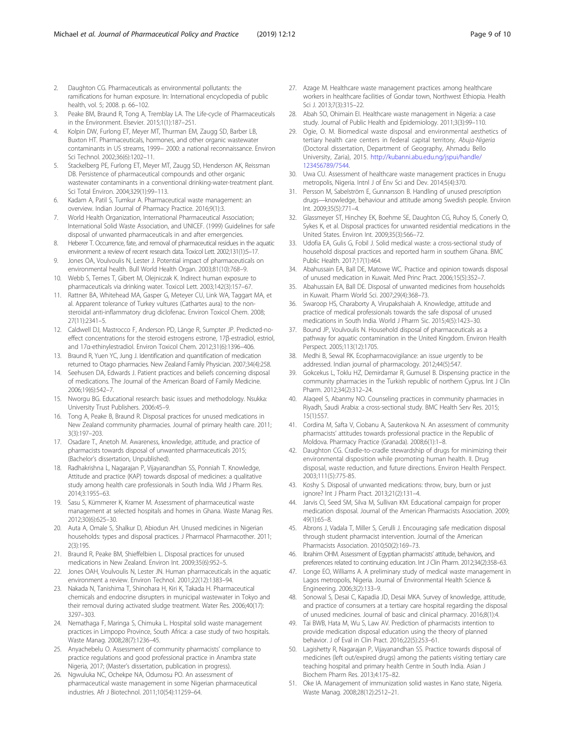2. Daughton CG. Pharmaceuticals as environmental pollutants: the ramifications for human exposure. In: International encyclopedia of public health, vol. 5; 2008. p. 66–102.
3. Peake BM, Braund R, Tong A, Tremblay LA. The Life-cycle of Pharmaceuticals in the Environment. Elsevier. 2015;1(1):187–251.
4. Kolpin DW, Furlong ET, Meyer MT, Thurman EM, Zaugg SD, Barber LB, Buxton HT. Pharmaceuticals, hormones, and other organic wastewater contaminants in US streams, 1999– 2000: a national reconnaissance. Environ Sci Technol. 2002;36(6):1202–11.
5. Stackelberg PE, Furlong ET, Meyer MT, Zaugg SD, Henderson AK, Reissman DB. Persistence of pharmaceutical compounds and other organic wastewater contaminants in a conventional drinking-water-treatment plant. Sci Total Environ. 2004;329(1):99–113.
6. Kadam A, Patil S, Tumkur A. Pharmaceutical waste management: an overview. Indian Journal of Pharmacy Practice. 2016;9(1):3.
7. World Health Organization, International Pharmaceutical Association; International Solid Waste Association, and UNICEF. (1999) Guidelines for safe disposal of unwanted pharmaceuticals in and after emergencies.
8. Heberer T. Occurrence, fate, and removal of pharmaceutical residues in the aquatic environment: a review of recent research data. Toxicol Lett. 2002;131(1):5–17.
9. Jones OA, Voulvoulis N, Lester J. Potential impact of pharmaceuticals on environmental health. Bull World Health Organ. 2003;81(10):768–9.
10. Webb S, Ternes T, Gibert M, Olejniczak K. Indirect human exposure to pharmaceuticals via drinking water. Toxicol Lett. 2003;142(3):157–67.
11. Rattner BA, Whitehead MA, Gasper G, Meteyer CU, Link WA, Taggart MA, et al. Apparent tolerance of Turkey vultures (Cathartes aura) to the non-steroidal anti-inflammatory drug diclofenac. Environ Toxicol Chem. 2008; 27(11):2341–5.
12. Caldwell DJ, Mastrocco F, Anderson PD, Länge R, Sumpter JP. Predicted-no-effect concentrations for the steroid estrogens estrone, 17β-estradiol, estriol, and 17α-ethinylestradiol. Environ Toxicol Chem. 2012;31(6):1396–406.
13. Braund R, Yuen YC, Jung J. Identification and quantification of medication returned to Otago pharmacies. New Zealand Family Physician. 2007;34(4):258.
14. Seehusen DA, Edwards J. Patient practices and beliefs concerning disposal of medications. The Journal of the American Board of Family Medicine. 2006;19(6):542–7.
15. Nworgu BG. Educational research: basic issues and methodology. Nsukka: University Trust Publishers. 2006:45–9.
16. Tong A, Peake B, Braund R. Disposal practices for unused medications in New Zealand community pharmacies. Journal of primary health care. 2011; 3(3):197–203.
17. Osadare T., Anetoh M. Awareness, knowledge, attitude, and practice of pharmacists towards disposal of unwanted pharmaceuticals 2015; (Bachelor's dissertation, Unpublished).
18. Radhakrishna L, Nagarajan P, Vijayanandhan SS, Ponniah T. Knowledge, Attitude and practice (KAP) towards disposal of medicines: a qualitative study among health care professionals in South India. Wld J Pharm Res. 2014;3:1955–63.
19. Sasu S, Kümmerer K, Kramer M. Assessment of pharmaceutical waste management at selected hospitals and homes in Ghana. Waste Manag Res. 2012;30(6):625–30.
20. Auta A, Omale S, Shalkur D, Abiodun AH. Unused medicines in Nigerian households: types and disposal practices. J Pharmacol Pharmacother. 2011; 2(3):195.
21. Braund R, Peake BM, Shieffelbien L. Disposal practices for unused medications in New Zealand. Environ Int. 2009;35(6):952–5.
22. Jones OAH, Voulvoulis N, Lester JN. Human pharmaceuticals in the aquatic environment a review. Environ Technol. 2001;22(12):1383–94.
23. Nakada N, Tanishima T, Shinohara H, Kiri K, Takada H. Pharmaceutical chemicals and endocrine disrupters in municipal wastewater in Tokyo and their removal during activated sludge treatment. Water Res. 2006;40(17): 3297–303.
24. Nemathaga F, Maringa S, Chimuka L. Hospital solid waste management practices in Limpopo Province, South Africa: a case study of two hospitals. Waste Manag. 2008;28(7):1236–45.
25. Anyachebelu O. Assessment of community pharmacists' compliance to practice regulations and good professional practice in Anambra state Nigeria, 2017; (Master's dissertation, publication in progress).
26. Ngwuluka NC, Ochekpe NA, Odumosu PO. An assessment of pharmaceutical waste management in some Nigerian pharmaceutical industries. Afr J Biotechnol. 2011;10(54):11259–64.
27. Azage M. Healthcare waste management practices among healthcare workers in healthcare facilities of Gondar town, Northwest Ethiopia. Health Sci J. 2013;7(3):315–22.
28. Abah SO, Ohimain EI. Healthcare waste management in Nigeria: a case study. Journal of Public Health and Epidemiology. 2011;3(3):99–110.
29. Ogie, O. M. Biomedical waste disposal and environmental aesthetics of tertiary health care centers in federal capital territory, *Abuja-Nigeria* (Doctoral dissertation, Department of Geography, Ahmadu Bello University, Zaria), 2015. http://kubanni.abu.edu.ng/jspui/handle/123456789/7544.
30. Uwa CU. Assessment of healthcare waste management practices in Enugu metropolis, Nigeria. Intnl J of Env Sci and Dev. 2014;5(4):370.
31. Persson M, Sabelström E, Gunnarsson B. Handling of unused prescription drugs—knowledge, behaviour and attitude among Swedish people. Environ Int. 2009;35(5):771–4.
32. Glassmeyer ST, Hinchey EK, Boehme SE, Daughton CG, Ruhoy IS, Conerly O, Sykes K, et al. Disposal practices for unwanted residential medications in the United States. Environ Int. 2009;35(3):566–72.
33. Udofia EA, Gulis G, Fobil J. Solid medical waste: a cross-sectional study of household disposal practices and reported harm in southern Ghana. BMC Public Health. 2017;17(1):464.
34. Abahussain EA, Ball DE, Matowe WC. Practice and opinion towards disposal of unused medication in Kuwait. Med Princ Pract. 2006;15(5):352–7.
35. Abahussain EA, Ball DE. Disposal of unwanted medicines from households in Kuwait. Pharm World Sci. 2007;29(4):368–73.
36. Swaroop HS, Charaborty A, Virupakshaiah A. Knowledge, attitude and practice of medical professionals towards the safe disposal of unused medications in South India. World J Pharm Sic. 2015;4(5):1423–30.
37. Bound JP, Voulvoulis N. Household disposal of pharmaceuticals as a pathway for aquatic contamination in the United Kingdom. Environ Health Perspect. 2005;113(12):1705.
38. Medhi B, Sewal RK. Ecopharmacovigilance: an issue urgently to be addressed. Indian journal of pharmacology. 2012;44(5):547.
39. Gokcekus L, Toklu HZ, Demirdamar R, Gumusel B. Dispensing practice in the community pharmacies in the Turkish republic of northern Cyprus. Int J Clin Pharm. 2012;34(2):312–24.
40. Alaqeel S, Abanmy NO. Counseling practices in community pharmacies in Riyadh, Saudi Arabia: a cross-sectional study. BMC Health Serv Res. 2015; 15(1):557.
41. Cordina M, Safta V, Ciobanu A, Sautenkova N. An assessment of community pharmacists' attitudes towards professional practice in the Republic of Moldova. Pharmacy Practice (Granada). 2008;6(1):1–8.
42. Daughton CG. Cradle-to-cradle stewardship of drugs for minimizing their environmental disposition while promoting human health. II. Drug disposal, waste reduction, and future directions. Environ Health Perspect. 2003;111(5):775-85.
43. Koshy S. Disposal of unwanted medications: throw, bury, burn or just ignore? Int J Pharm Pract. 2013;21(2):131–4.
44. Jarvis CI, Seed SM, Silva M, Sullivan KM. Educational campaign for proper medication disposal. Journal of the American Pharmacists Association. 2009; 49(1):65–8.
45. Abrons J, Vadala T, Miller S, Cerulli J. Encouraging safe medication disposal through student pharmacist intervention. Journal of the American Pharmacists Association. 2010;50(2):169–73.
46. Ibrahim OHM. Assessment of Egyptian pharmacists' attitude, behaviors, and preferences related to continuing education. Int J Clin Pharm. 2012;34(2):358–63.
47. Longe EO, Williams A. A preliminary study of medical waste management in Lagos metropolis, Nigeria. Journal of Environmental Health Science & Engineering. 2006;3(2):133–9.
48. Sonowal S, Desai C, Kapadia JD, Desai MKA. Survey of knowledge, attitude, and practice of consumers at a tertiary care hospital regarding the disposal of unused medicines. Journal of basic and clinical pharmacy. 2016;8(1):4.
49. Tai BWB, Hata M, Wu S, Law AV. Prediction of pharmacists intention to provide medication disposal education using the theory of planned behavior. J of Eval in Clin Pract. 2016;22(5):253–61.
50. Lagishetty R, Nagarajan P, Vijayanandhan SS. Practice towards disposal of medicines (left out/expired drugs) among the patients visiting tertiary care teaching hospital and primary health Centre in South India. Asian J Biochem Pharm Res. 2013;4:175–82.
51. Oke IA. Management of immunization solid wastes in Kano state, Nigeria. Waste Manag. 2008;28(12):2512–21.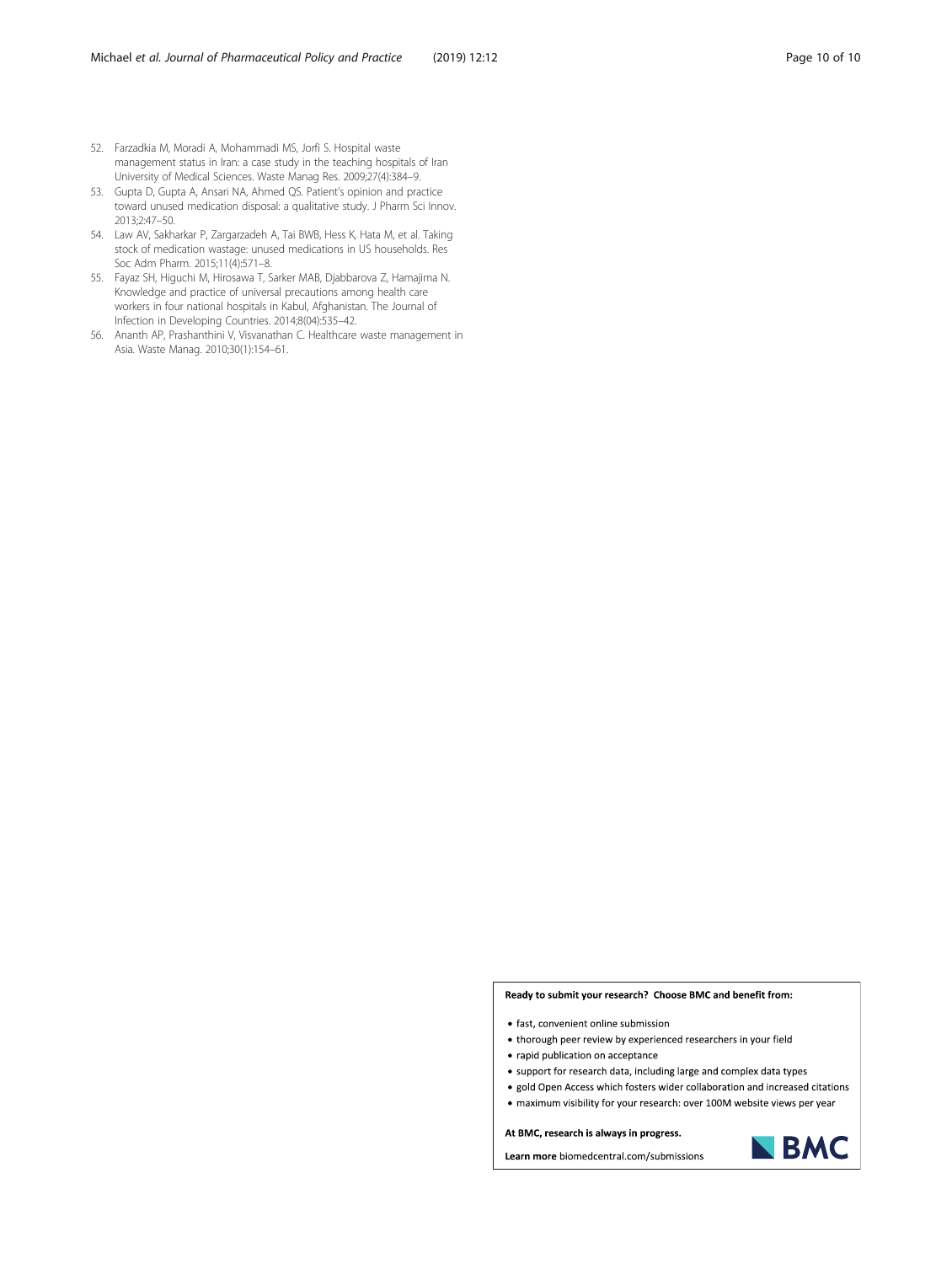52. Farzadkia M, Moradi A, Mohammadi MS, Jorfi S. Hospital waste management status in Iran: a case study in the teaching hospitals of Iran University of Medical Sciences. Waste Manag Res. 2009;27(4):384–9.
53. Gupta D, Gupta A, Ansari NA, Ahmed QS. Patient's opinion and practice toward unused medication disposal: a qualitative study. J Pharm Sci Innov. 2013;2:47–50.
54. Law AV, Sakharkar P, Zargarzadeh A, Tai BWB, Hess K, Hata M, et al. Taking stock of medication wastage: unused medications in US households. Res Soc Adm Pharm. 2015;11(4):571–8.
55. Fayaz SH, Higuchi M, Hirosawa T, Sarker MAB, Djabbarova Z, Hamajima N. Knowledge and practice of universal precautions among health care workers in four national hospitals in Kabul, Afghanistan. The Journal of Infection in Developing Countries. 2014;8(04):535–42.
56. Ananth AP, Prashanthini V, Visvanathan C. Healthcare waste management in Asia. Waste Manag. 2010;30(1):154–61.

**Ready to submit your research? Choose BMC and benefit from:**

- fast, convenient online submission
- thorough peer review by experienced researchers in your field
- rapid publication on acceptance
- support for research data, including large and complex data types
- gold Open Access which fosters wider collaboration and increased citations
- maximum visibility for your research: over 100M website views per year

**At BMC, research is always in progress.**

**Learn more** biomedcentral.com/submissions

BMC